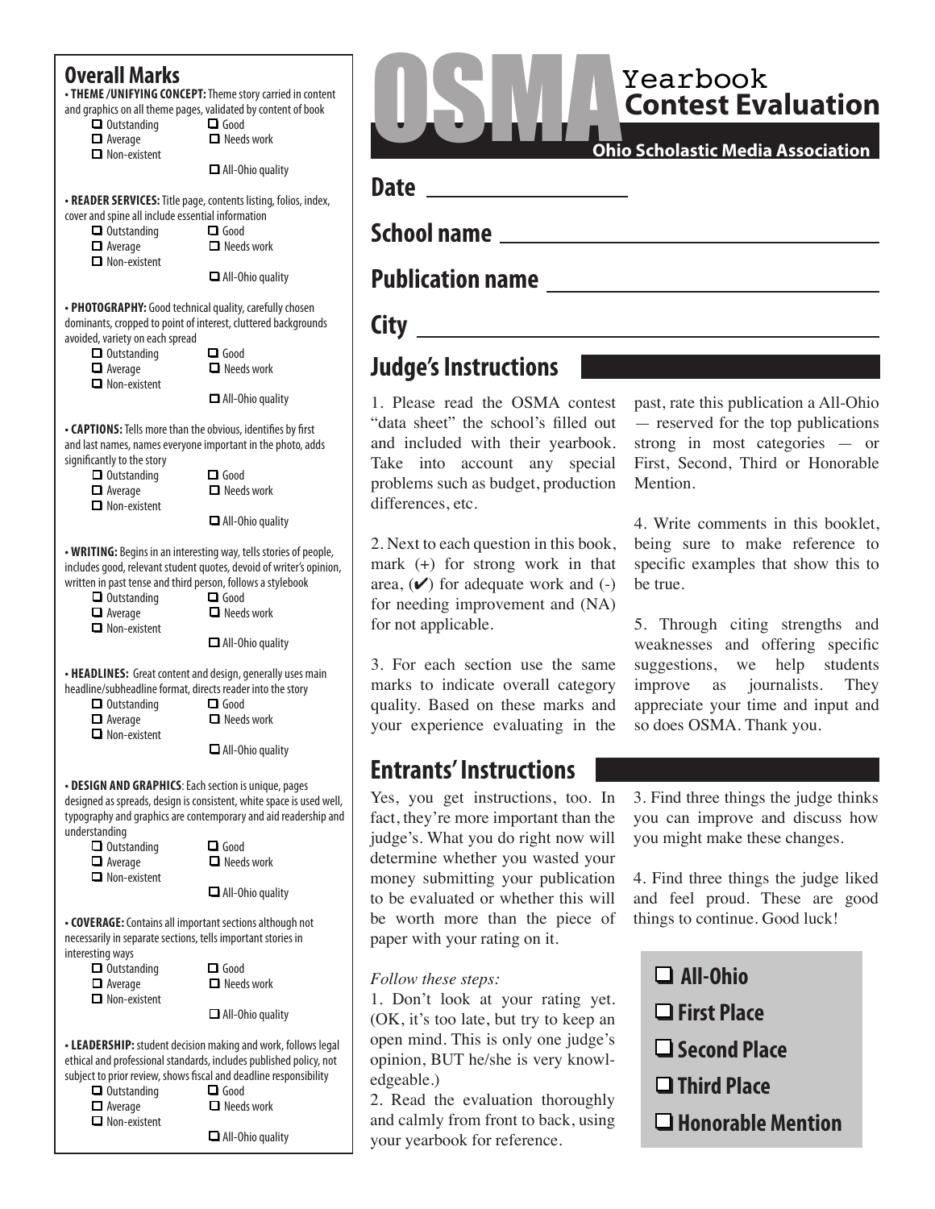# OSMA Yearbook Contest Evaluation

**Ohio Scholastic Media Association**

## Date ____________________

## School name ____________________

## Publication name ____________________

## City ____________________

## Judge's Instructions

1. Please read the OSMA contest "data sheet" the school's filled out and included with their yearbook. Take into account any special problems such as budget, production differences, etc.

2. Next to each question in this book, mark (+) for strong work in that area, (✔) for adequate work and (-) for needing improvement and (NA) for not applicable.

3. For each section use the same marks to indicate overall category quality. Based on these marks and your experience evaluating in the past, rate this publication a All-Ohio — reserved for the top publications strong in most categories — or First, Second, Third or Honorable Mention.

4. Write comments in this booklet, being sure to make reference to specific examples that show this to be true.

5. Through citing strengths and weaknesses and offering specific suggestions, we help students improve as journalists. They appreciate your time and input and so does OSMA. Thank you.

## Entrants' Instructions

Yes, you get instructions, too. In fact, they're more important than the judge's. What you do right now will determine whether you wasted your money submitting your publication to be evaluated or whether this will be worth more than the piece of paper with your rating on it.

*Follow these steps:*

1. Don't look at your rating yet. (OK, it's too late, but try to keep an open mind. This is only one judge's opinion, BUT he/she is very knowledgeable.)
2. Read the evaluation thoroughly and calmly from front to back, using your yearbook for reference.
3. Find three things the judge thinks you can improve and discuss how you might make these changes.
4. Find three things the judge liked and feel proud. These are good things to continue. Good luck!

- ☐ **All-Ohio**
- ☐ **First Place**
- ☐ **Second Place**
- ☐ **Third Place**
- ☐ **Honorable Mention**

## Overall Marks

• **THEME /UNIFYING CONCEPT:** Theme story carried in content and graphics on all theme pages, validated by content of book

☐ Outstanding ☐ Good
☐ Average ☐ Needs work
☐ Non-existent
☐ All-Ohio quality

• **READER SERVICES:** Title page, contents listing, folios, index, cover and spine all include essential information

☐ Outstanding ☐ Good
☐ Average ☐ Needs work
☐ Non-existent
☐ All-Ohio quality

• **PHOTOGRAPHY:** Good technical quality, carefully chosen dominants, cropped to point of interest, cluttered backgrounds avoided, variety on each spread

☐ Outstanding ☐ Good
☐ Average ☐ Needs work
☐ Non-existent
☐ All-Ohio quality

• **CAPTIONS:** Tells more than the obvious, identifies by first and last names, names everyone important in the photo, adds significantly to the story

☐ Outstanding ☐ Good
☐ Average ☐ Needs work
☐ Non-existent
☐ All-Ohio quality

• **WRITING:** Begins in an interesting way, tells stories of people, includes good, relevant student quotes, devoid of writer's opinion, written in past tense and third person, follows a stylebook

☐ Outstanding ☐ Good
☐ Average ☐ Needs work
☐ Non-existent
☐ All-Ohio quality

• **HEADLINES:** Great content and design, generally uses main headline/subheadline format, directs reader into the story

☐ Outstanding ☐ Good
☐ Average ☐ Needs work
☐ Non-existent
☐ All-Ohio quality

• **DESIGN AND GRAPHICS**: Each section is unique, pages designed as spreads, design is consistent, white space is used well, typography and graphics are contemporary and aid readership and understanding

☐ Outstanding ☐ Good
☐ Average ☐ Needs work
☐ Non-existent
☐ All-Ohio quality

• **COVERAGE:** Contains all important sections although not necessarily in separate sections, tells important stories in interesting ways

☐ Outstanding ☐ Good
☐ Average ☐ Needs work
☐ Non-existent
☐ All-Ohio quality

• **LEADERSHIP:** student decision making and work, follows legal ethical and professional standards, includes published policy, not subject to prior review, shows fiscal and deadline responsibility

☐ Outstanding ☐ Good
☐ Average ☐ Needs work
☐ Non-existent
☐ All-Ohio quality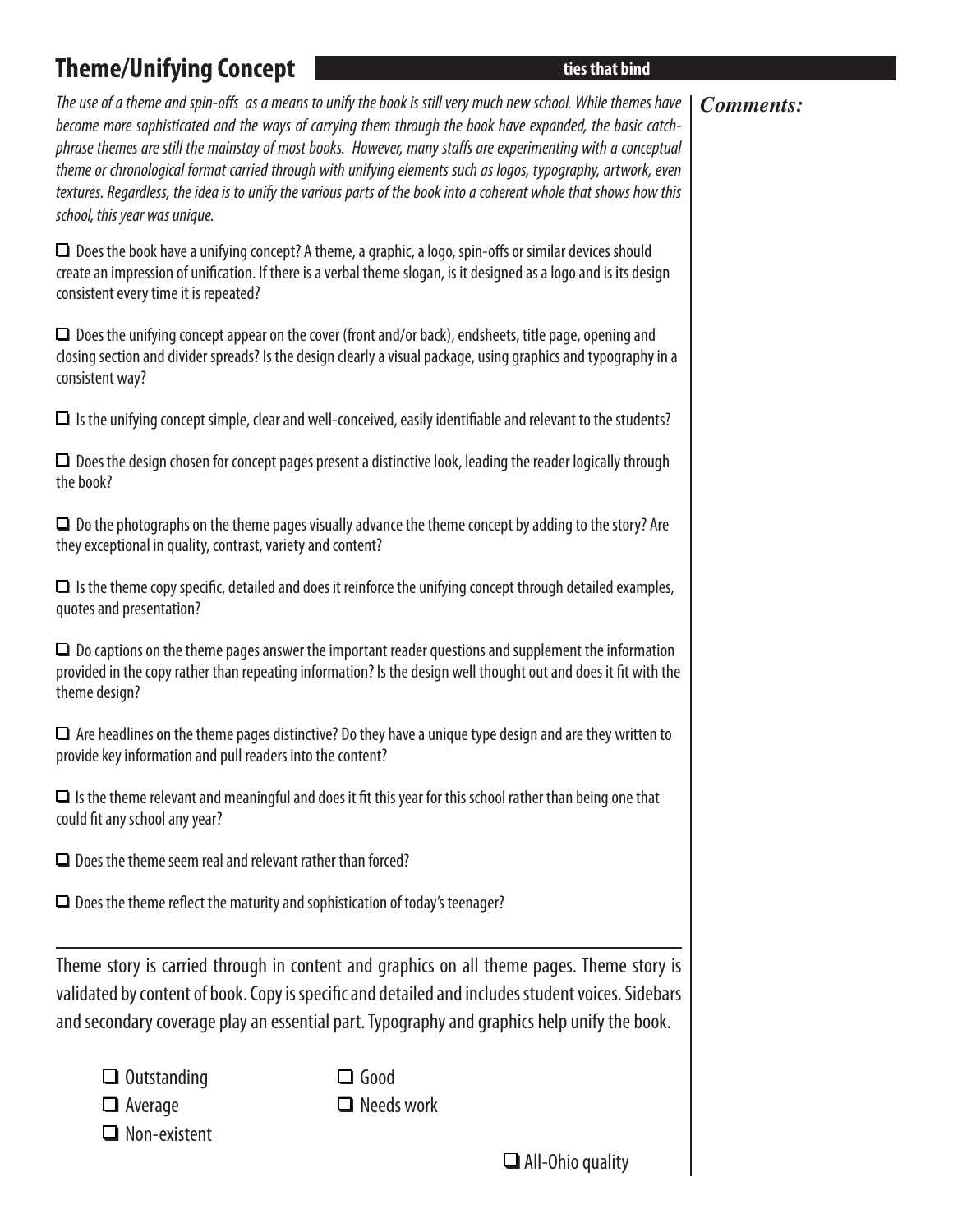## Theme/Unifying Concept

**ties that bind**

*The use of a theme and spin-offs as a means to unify the book is still very much new school. While themes have become more sophisticated and the ways of carrying them through the book have expanded, the basic catch-phrase themes are still the mainstay of most books. However, many staffs are experimenting with a conceptual theme or chronological format carried through with unifying elements such as logos, typography, artwork, even textures. Regardless, the idea is to unify the various parts of the book into a coherent whole that shows how this school, this year was unique.*

***Comments:***

- ☐ Does the book have a unifying concept? A theme, a graphic, a logo, spin-offs or similar devices should create an impression of unification. If there is a verbal theme slogan, is it designed as a logo and is its design consistent every time it is repeated?
- ☐ Does the unifying concept appear on the cover (front and/or back), endsheets, title page, opening and closing section and divider spreads? Is the design clearly a visual package, using graphics and typography in a consistent way?
- ☐ Is the unifying concept simple, clear and well-conceived, easily identifiable and relevant to the students?
- ☐ Does the design chosen for concept pages present a distinctive look, leading the reader logically through the book?
- ☐ Do the photographs on the theme pages visually advance the theme concept by adding to the story? Are they exceptional in quality, contrast, variety and content?
- ☐ Is the theme copy specific, detailed and does it reinforce the unifying concept through detailed examples, quotes and presentation?
- ☐ Do captions on the theme pages answer the important reader questions and supplement the information provided in the copy rather than repeating information? Is the design well thought out and does it fit with the theme design?
- ☐ Are headlines on the theme pages distinctive? Do they have a unique type design and are they written to provide key information and pull readers into the content?
- ☐ Is the theme relevant and meaningful and does it fit this year for this school rather than being one that could fit any school any year?
- ☐ Does the theme seem real and relevant rather than forced?
- ☐ Does the theme reflect the maturity and sophistication of today's teenager?

---

Theme story is carried through in content and graphics on all theme pages. Theme story is validated by content of book. Copy is specific and detailed and includes student voices. Sidebars and secondary coverage play an essential part. Typography and graphics help unify the book.

- ☐ Outstanding
- ☐ Good
- ☐ Average
- ☐ Needs work
- ☐ Non-existent

☐ All-Ohio quality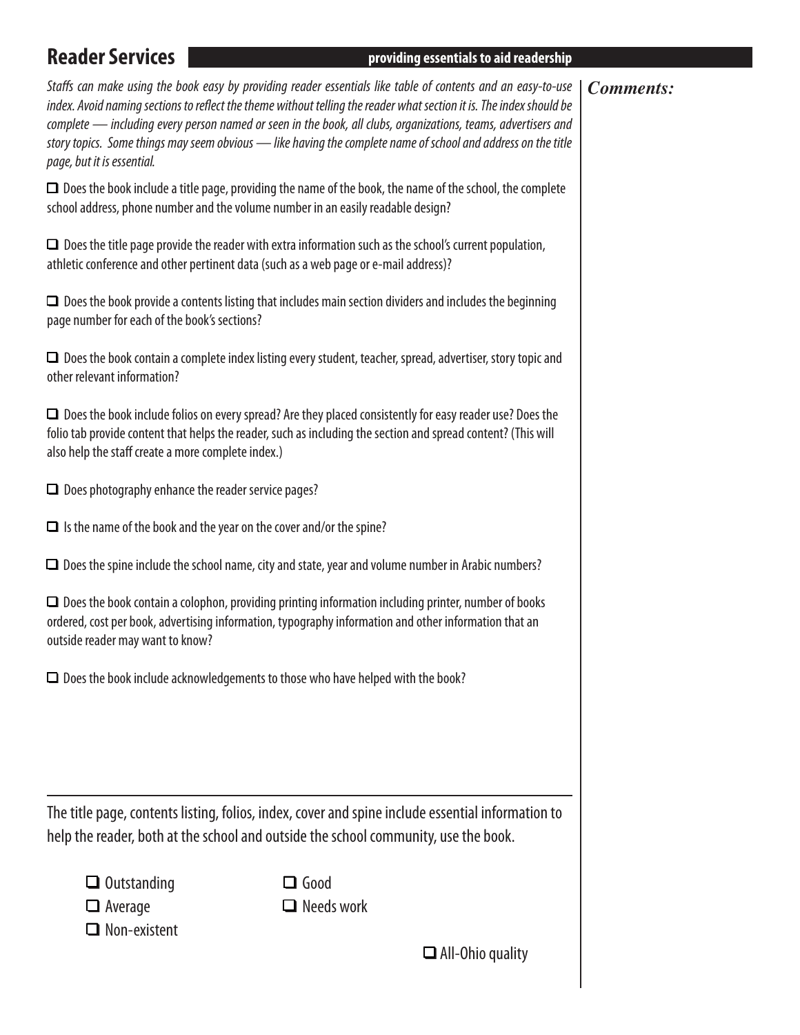## Reader Services

**providing essentials to aid readership**

*Staffs can make using the book easy by providing reader essentials like table of contents and an easy-to-use index. Avoid naming sections to reflect the theme without telling the reader what section it is. The index should be complete — including every person named or seen in the book, all clubs, organizations, teams, advertisers and story topics. Some things may seem obvious — like having the complete name of school and address on the title page, but it is essential.*

***Comments:***

- ☐ Does the book include a title page, providing the name of the book, the name of the school, the complete school address, phone number and the volume number in an easily readable design?
- ☐ Does the title page provide the reader with extra information such as the school's current population, athletic conference and other pertinent data (such as a web page or e-mail address)?
- ☐ Does the book provide a contents listing that includes main section dividers and includes the beginning page number for each of the book's sections?
- ☐ Does the book contain a complete index listing every student, teacher, spread, advertiser, story topic and other relevant information?
- ☐ Does the book include folios on every spread? Are they placed consistently for easy reader use? Does the folio tab provide content that helps the reader, such as including the section and spread content? (This will also help the staff create a more complete index.)
- ☐ Does photography enhance the reader service pages?
- ☐ Is the name of the book and the year on the cover and/or the spine?
- ☐ Does the spine include the school name, city and state, year and volume number in Arabic numbers?
- ☐ Does the book contain a colophon, providing printing information including printer, number of books ordered, cost per book, advertising information, typography information and other information that an outside reader may want to know?
- ☐ Does the book include acknowledgements to those who have helped with the book?

---

The title page, contents listing, folios, index, cover and spine include essential information to help the reader, both at the school and outside the school community, use the book.

- ☐ Outstanding
- ☐ Good
- ☐ Average
- ☐ Needs work
- ☐ Non-existent

☐ All-Ohio quality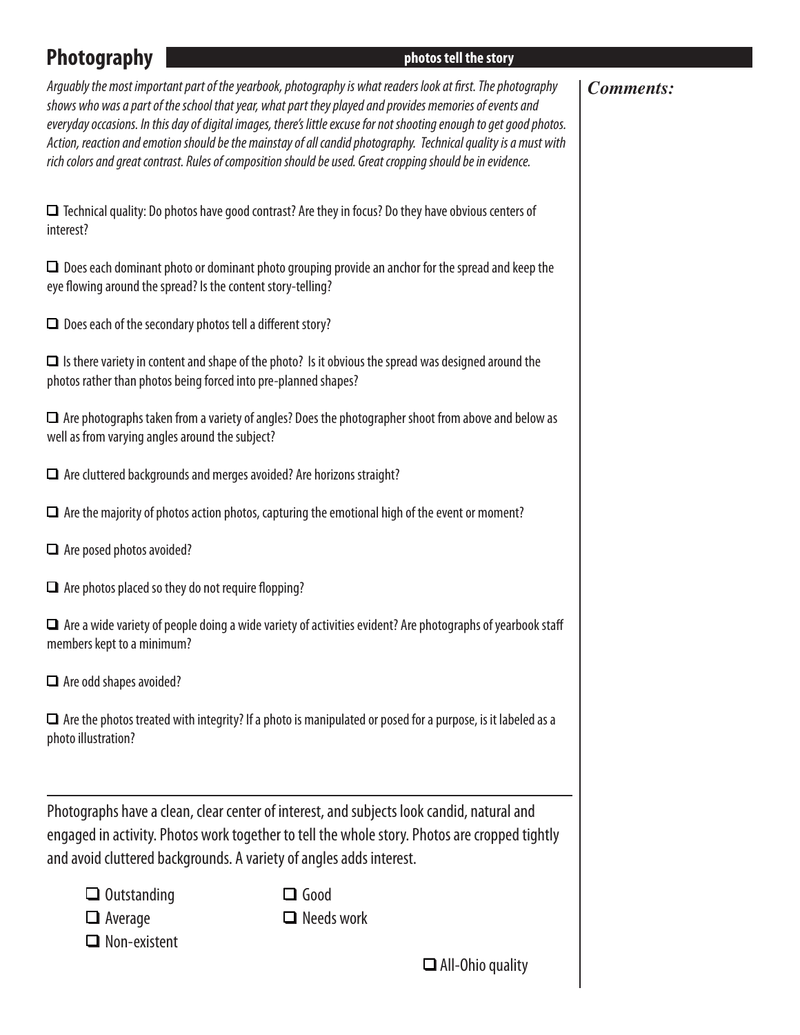# Photography

**photos tell the story**

*Arguably the most important part of the yearbook, photography is what readers look at first. The photography shows who was a part of the school that year, what part they played and provides memories of events and everyday occasions. In this day of digital images, there's little excuse for not shooting enough to get good photos. Action, reaction and emotion should be the mainstay of all candid photography. Technical quality is a must with rich colors and great contrast. Rules of composition should be used. Great cropping should be in evidence.*

- ❑ Technical quality: Do photos have good contrast? Are they in focus? Do they have obvious centers of interest?
- ❑ Does each dominant photo or dominant photo grouping provide an anchor for the spread and keep the eye flowing around the spread? Is the content story-telling?
- ❑ Does each of the secondary photos tell a different story?
- ❑ Is there variety in content and shape of the photo? Is it obvious the spread was designed around the photos rather than photos being forced into pre-planned shapes?
- ❑ Are photographs taken from a variety of angles? Does the photographer shoot from above and below as well as from varying angles around the subject?
- ❑ Are cluttered backgrounds and merges avoided? Are horizons straight?
- ❑ Are the majority of photos action photos, capturing the emotional high of the event or moment?
- ❑ Are posed photos avoided?
- ❑ Are photos placed so they do not require flopping?
- ❑ Are a wide variety of people doing a wide variety of activities evident? Are photographs of yearbook staff members kept to a minimum?
- ❑ Are odd shapes avoided?
- ❑ Are the photos treated with integrity? If a photo is manipulated or posed for a purpose, is it labeled as a photo illustration?

---

Photographs have a clean, clear center of interest, and subjects look candid, natural and engaged in activity. Photos work together to tell the whole story. Photos are cropped tightly and avoid cluttered backgrounds. A variety of angles adds interest.

- ❑ Outstanding
- ❑ Good
- ❑ Average
- ❑ Needs work
- ❑ Non-existent

❑ All-Ohio quality

***Comments:***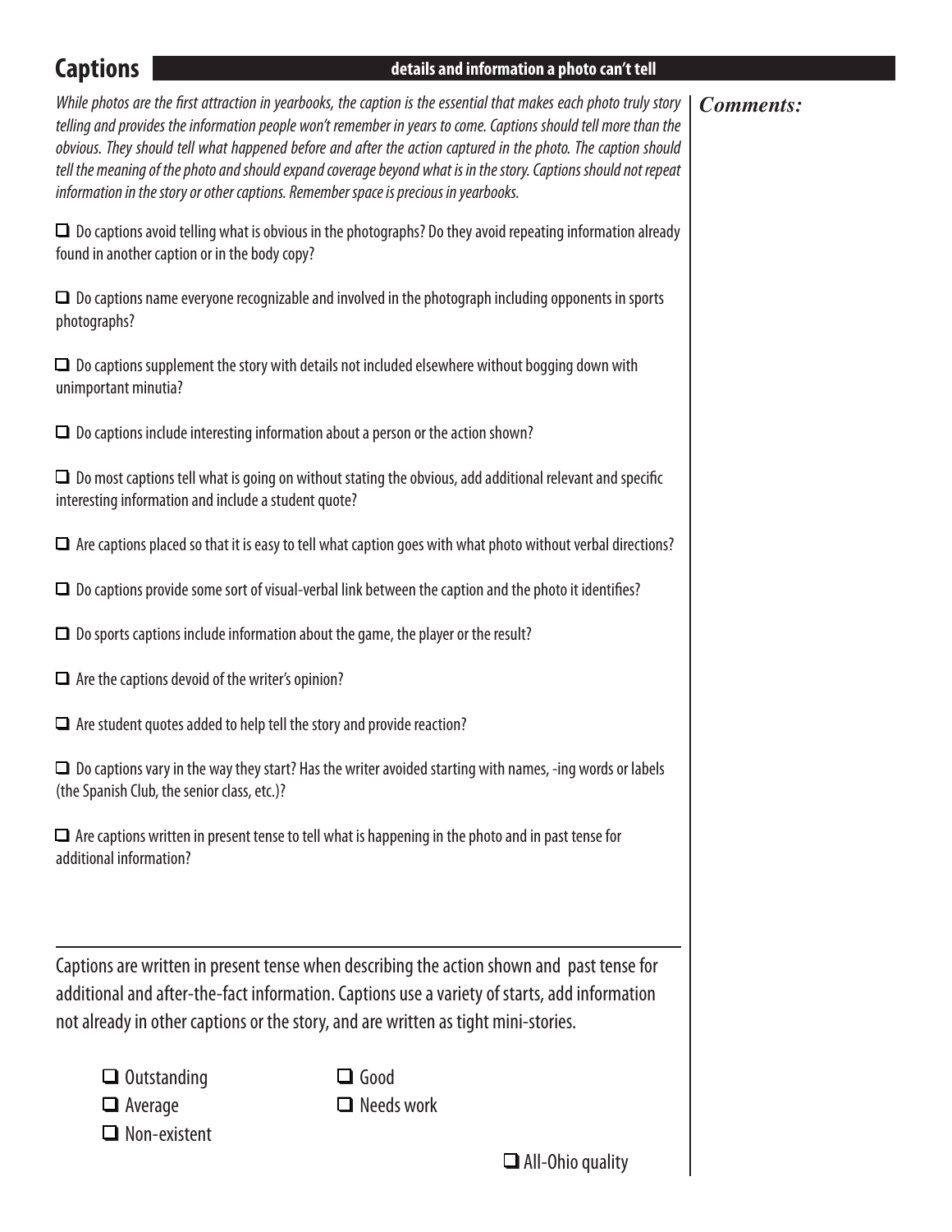## Captions

**details and information a photo can't tell**

*While photos are the first attraction in yearbooks, the caption is the essential that makes each photo truly story telling and provides the information people won't remember in years to come. Captions should tell more than the obvious. They should tell what happened before and after the action captured in the photo. The caption should tell the meaning of the photo and should expand coverage beyond what is in the story. Captions should not repeat information in the story or other captions. Remember space is precious in yearbooks.*

***Comments:***

- ☐ Do captions avoid telling what is obvious in the photographs? Do they avoid repeating information already found in another caption or in the body copy?
- ☐ Do captions name everyone recognizable and involved in the photograph including opponents in sports photographs?
- ☐ Do captions supplement the story with details not included elsewhere without bogging down with unimportant minutia?
- ☐ Do captions include interesting information about a person or the action shown?
- ☐ Do most captions tell what is going on without stating the obvious, add additional relevant and specific interesting information and include a student quote?
- ☐ Are captions placed so that it is easy to tell what caption goes with what photo without verbal directions?
- ☐ Do captions provide some sort of visual-verbal link between the caption and the photo it identifies?
- ☐ Do sports captions include information about the game, the player or the result?
- ☐ Are the captions devoid of the writer's opinion?
- ☐ Are student quotes added to help tell the story and provide reaction?
- ☐ Do captions vary in the way they start? Has the writer avoided starting with names, -ing words or labels (the Spanish Club, the senior class, etc.)?
- ☐ Are captions written in present tense to tell what is happening in the photo and in past tense for additional information?

---

Captions are written in present tense when describing the action shown and past tense for additional and after-the-fact information. Captions use a variety of starts, add information not already in other captions or the story, and are written as tight mini-stories.

- ☐ Outstanding
- ☐ Good
- ☐ Average
- ☐ Needs work
- ☐ Non-existent

☐ All-Ohio quality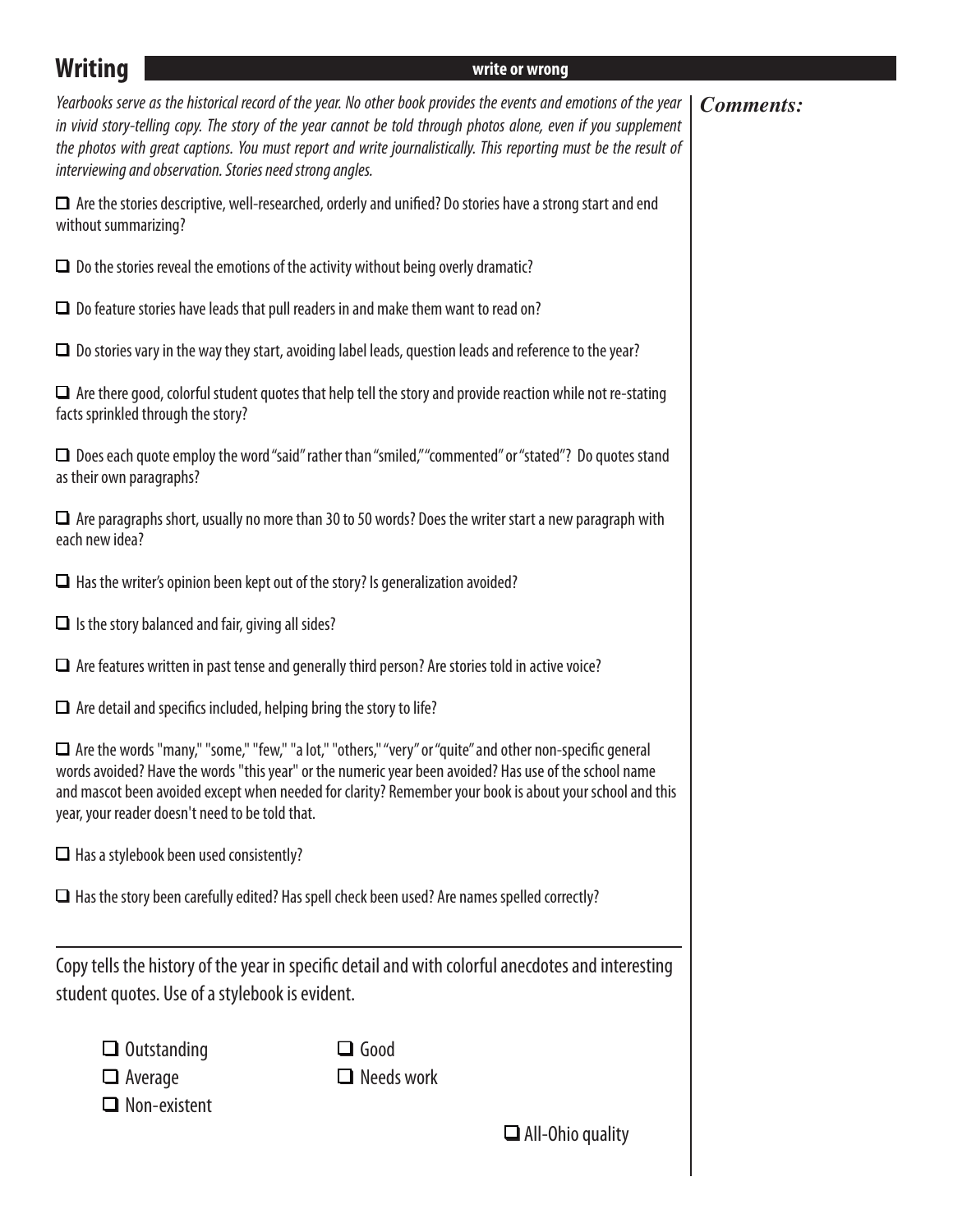# Writing

**write or wrong**

*Yearbooks serve as the historical record of the year. No other book provides the events and emotions of the year in vivid story-telling copy. The story of the year cannot be told through photos alone, even if you supplement the photos with great captions. You must report and write journalistically. This reporting must be the result of interviewing and observation. Stories need strong angles.*

***Comments:***

- ☐ Are the stories descriptive, well-researched, orderly and unified? Do stories have a strong start and end without summarizing?
- ☐ Do the stories reveal the emotions of the activity without being overly dramatic?
- ☐ Do feature stories have leads that pull readers in and make them want to read on?
- ☐ Do stories vary in the way they start, avoiding label leads, question leads and reference to the year?
- ☐ Are there good, colorful student quotes that help tell the story and provide reaction while not re-stating facts sprinkled through the story?
- ☐ Does each quote employ the word "said" rather than "smiled," "commented" or "stated"? Do quotes stand as their own paragraphs?
- ☐ Are paragraphs short, usually no more than 30 to 50 words? Does the writer start a new paragraph with each new idea?
- ☐ Has the writer's opinion been kept out of the story? Is generalization avoided?
- ☐ Is the story balanced and fair, giving all sides?
- ☐ Are features written in past tense and generally third person? Are stories told in active voice?
- ☐ Are detail and specifics included, helping bring the story to life?
- ☐ Are the words "many," "some," "few," "a lot," "others," "very" or "quite" and other non-specific general words avoided? Have the words "this year" or the numeric year been avoided? Has use of the school name and mascot been avoided except when needed for clarity? Remember your book is about your school and this year, your reader doesn't need to be told that.
- ☐ Has a stylebook been used consistently?
- ☐ Has the story been carefully edited? Has spell check been used? Are names spelled correctly?

---

Copy tells the history of the year in specific detail and with colorful anecdotes and interesting student quotes. Use of a stylebook is evident.

- ☐ Outstanding
- ☐ Good
- ☐ Average
- ☐ Needs work
- ☐ Non-existent

☐ All-Ohio quality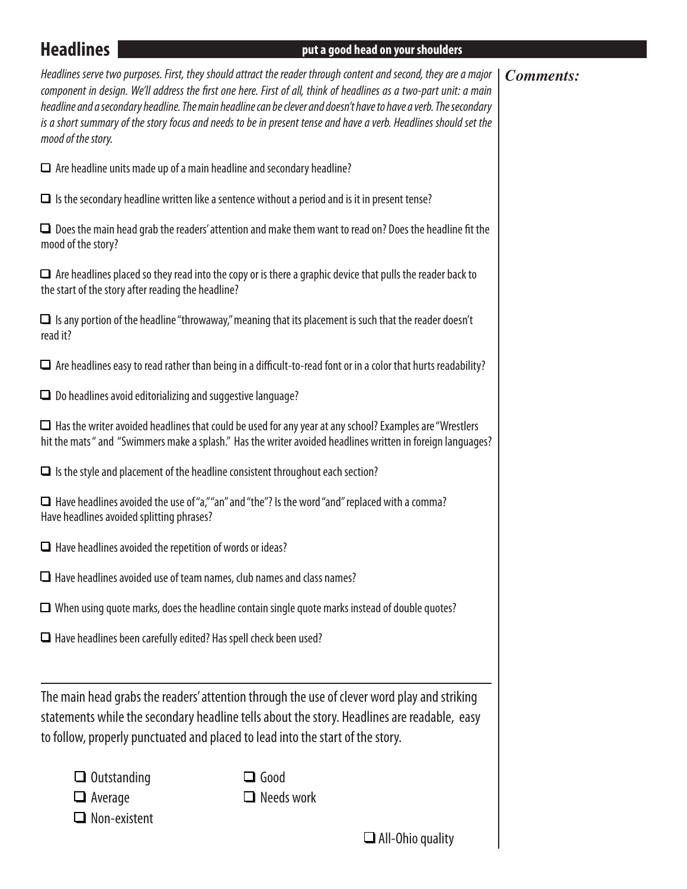## Headlines

**put a good head on your shoulders**

*Headlines serve two purposes. First, they should attract the reader through content and second, they are a major component in design. We'll address the first one here. First of all, think of headlines as a two-part unit: a main headline and a secondary headline. The main headline can be clever and doesn't have to have a verb. The secondary is a short summary of the story focus and needs to be in present tense and have a verb. Headlines should set the mood of the story.*

***Comments:***

- ☐ Are headline units made up of a main headline and secondary headline?
- ☐ Is the secondary headline written like a sentence without a period and is it in present tense?
- ☐ Does the main head grab the readers' attention and make them want to read on? Does the headline fit the mood of the story?
- ☐ Are headlines placed so they read into the copy or is there a graphic device that pulls the reader back to the start of the story after reading the headline?
- ☐ Is any portion of the headline "throwaway," meaning that its placement is such that the reader doesn't read it?
- ☐ Are headlines easy to read rather than being in a difficult-to-read font or in a color that hurts readability?
- ☐ Do headlines avoid editorializing and suggestive language?
- ☐ Has the writer avoided headlines that could be used for any year at any school? Examples are "Wrestlers hit the mats" and "Swimmers make a splash." Has the writer avoided headlines written in foreign languages?
- ☐ Is the style and placement of the headline consistent throughout each section?
- ☐ Have headlines avoided the use of "a," "an" and "the"? Is the word "and" replaced with a comma? Have headlines avoided splitting phrases?
- ☐ Have headlines avoided the repetition of words or ideas?
- ☐ Have headlines avoided use of team names, club names and class names?
- ☐ When using quote marks, does the headline contain single quote marks instead of double quotes?
- ☐ Have headlines been carefully edited? Has spell check been used?

---

The main head grabs the readers' attention through the use of clever word play and striking statements while the secondary headline tells about the story. Headlines are readable, easy to follow, properly punctuated and placed to lead into the start of the story.

- ☐ Outstanding
- ☐ Good
- ☐ Average
- ☐ Needs work
- ☐ Non-existent

☐ All-Ohio quality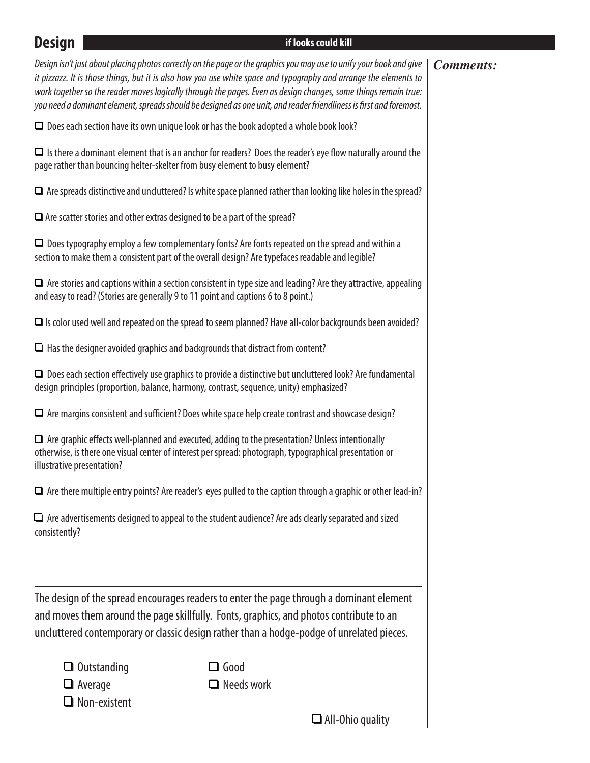## Design

**if looks could kill**

*Design isn't just about placing photos correctly on the page or the graphics you may use to unify your book and give it pizzazz. It is those things, but it is also how you use white space and typography and arrange the elements to work together so the reader moves logically through the pages. Even as design changes, some things remain true: you need a dominant element, spreads should be designed as one unit, and reader friendliness is first and foremost.*

***Comments:***

- ☐ Does each section have its own unique look or has the book adopted a whole book look?
- ☐ Is there a dominant element that is an anchor for readers? Does the reader's eye flow naturally around the page rather than bouncing helter-skelter from busy element to busy element?
- ☐ Are spreads distinctive and uncluttered? Is white space planned rather than looking like holes in the spread?
- ☐ Are scatter stories and other extras designed to be a part of the spread?
- ☐ Does typography employ a few complementary fonts? Are fonts repeated on the spread and within a section to make them a consistent part of the overall design? Are typefaces readable and legible?
- ☐ Are stories and captions within a section consistent in type size and leading? Are they attractive, appealing and easy to read? (Stories are generally 9 to 11 point and captions 6 to 8 point.)
- ☐ Is color used well and repeated on the spread to seem planned? Have all-color backgrounds been avoided?
- ☐ Has the designer avoided graphics and backgrounds that distract from content?
- ☐ Does each section effectively use graphics to provide a distinctive but uncluttered look? Are fundamental design principles (proportion, balance, harmony, contrast, sequence, unity) emphasized?
- ☐ Are margins consistent and sufficient? Does white space help create contrast and showcase design?
- ☐ Are graphic effects well-planned and executed, adding to the presentation? Unless intentionally otherwise, is there one visual center of interest per spread: photograph, typographical presentation or illustrative presentation?
- ☐ Are there multiple entry points? Are reader's eyes pulled to the caption through a graphic or other lead-in?
- ☐ Are advertisements designed to appeal to the student audience? Are ads clearly separated and sized consistently?

---

The design of the spread encourages readers to enter the page through a dominant element and moves them around the page skillfully. Fonts, graphics, and photos contribute to an uncluttered contemporary or classic design rather than a hodge-podge of unrelated pieces.

- ☐ Outstanding
- ☐ Good
- ☐ Average
- ☐ Needs work
- ☐ Non-existent

☐ All-Ohio quality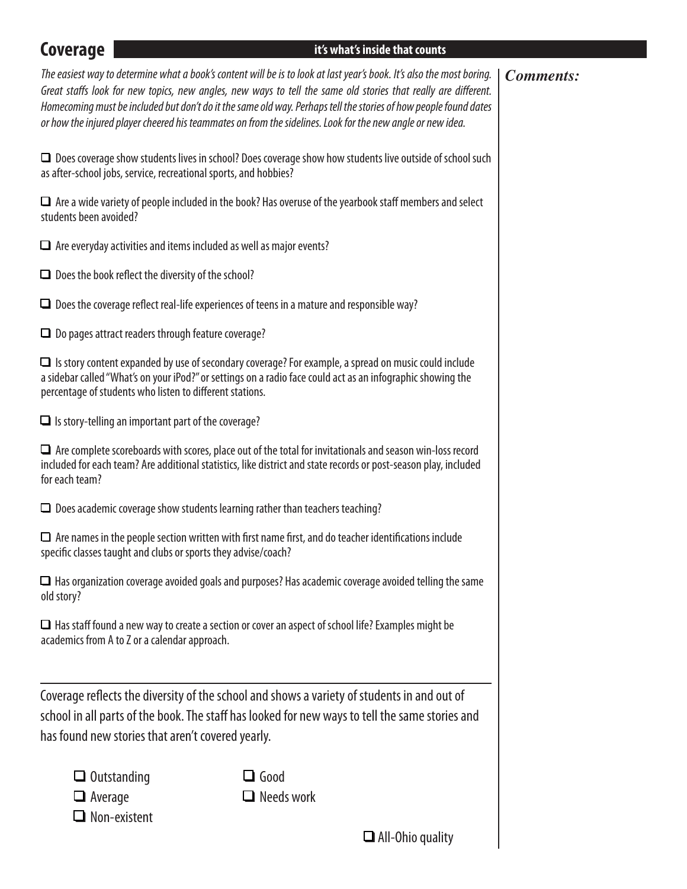## Coverage

**it's what's inside that counts**

*The easiest way to determine what a book's content will be is to look at last year's book. It's also the most boring. Great staffs look for new topics, new angles, new ways to tell the same old stories that really are different. Homecoming must be included but don't do it the same old way. Perhaps tell the stories of how people found dates or how the injured player cheered his teammates on from the sidelines. Look for the new angle or new idea.*

***Comments:***

- ☐ Does coverage show students lives in school? Does coverage show how students live outside of school such as after-school jobs, service, recreational sports, and hobbies?
- ☐ Are a wide variety of people included in the book? Has overuse of the yearbook staff members and select students been avoided?
- ☐ Are everyday activities and items included as well as major events?
- ☐ Does the book reflect the diversity of the school?
- ☐ Does the coverage reflect real-life experiences of teens in a mature and responsible way?
- ☐ Do pages attract readers through feature coverage?
- ☐ Is story content expanded by use of secondary coverage? For example, a spread on music could include a sidebar called "What's on your iPod?" or settings on a radio face could act as an infographic showing the percentage of students who listen to different stations.
- ☐ Is story-telling an important part of the coverage?
- ☐ Are complete scoreboards with scores, place out of the total for invitationals and season win-loss record included for each team? Are additional statistics, like district and state records or post-season play, included for each team?
- ☐ Does academic coverage show students learning rather than teachers teaching?
- ☐ Are names in the people section written with first name first, and do teacher identifications include specific classes taught and clubs or sports they advise/coach?
- ☐ Has organization coverage avoided goals and purposes? Has academic coverage avoided telling the same old story?
- ☐ Has staff found a new way to create a section or cover an aspect of school life? Examples might be academics from A to Z or a calendar approach.

---

Coverage reflects the diversity of the school and shows a variety of students in and out of school in all parts of the book. The staff has looked for new ways to tell the same stories and has found new stories that aren't covered yearly.

- ☐ Outstanding
- ☐ Good
- ☐ Average
- ☐ Needs work
- ☐ Non-existent

☐ All-Ohio quality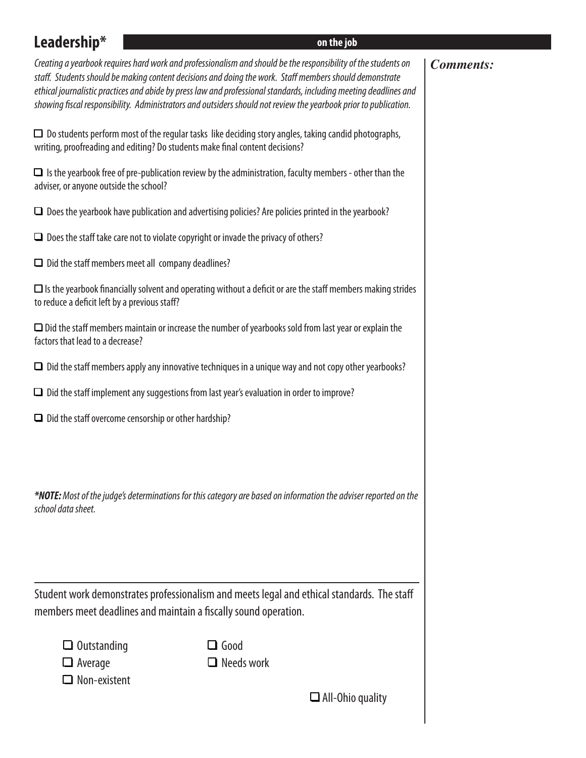# Leadership*

**on the job**

*Creating a yearbook requires hard work and professionalism and should be the responsibility of the students on staff. Students should be making content decisions and doing the work. Staff members should demonstrate ethical journalistic practices and abide by press law and professional standards, including meeting deadlines and showing fiscal responsibility. Administrators and outsiders should not review the yearbook prior to publication.*

- [ ] Do students perform most of the regular tasks like deciding story angles, taking candid photographs, writing, proofreading and editing? Do students make final content decisions?
- [ ] Is the yearbook free of pre-publication review by the administration, faculty members - other than the adviser, or anyone outside the school?
- [ ] Does the yearbook have publication and advertising policies? Are policies printed in the yearbook?
- [ ] Does the staff take care not to violate copyright or invade the privacy of others?
- [ ] Did the staff members meet all company deadlines?
- [ ] Is the yearbook financially solvent and operating without a deficit or are the staff members making strides to reduce a deficit left by a previous staff?
- [ ] Did the staff members maintain or increase the number of yearbooks sold from last year or explain the factors that lead to a decrease?
- [ ] Did the staff members apply any innovative techniques in a unique way and not copy other yearbooks?
- [ ] Did the staff implement any suggestions from last year's evaluation in order to improve?
- [ ] Did the staff overcome censorship or other hardship?

***NOTE:** Most of the judge's determinations for this category are based on information the adviser reported on the school data sheet.*

Student work demonstrates professionalism and meets legal and ethical standards. The staff members meet deadlines and maintain a fiscally sound operation.

- [ ] Outstanding
- [ ] Good
- [ ] Average
- [ ] Needs work
- [ ] Non-existent

- [ ] All-Ohio quality

***Comments:***